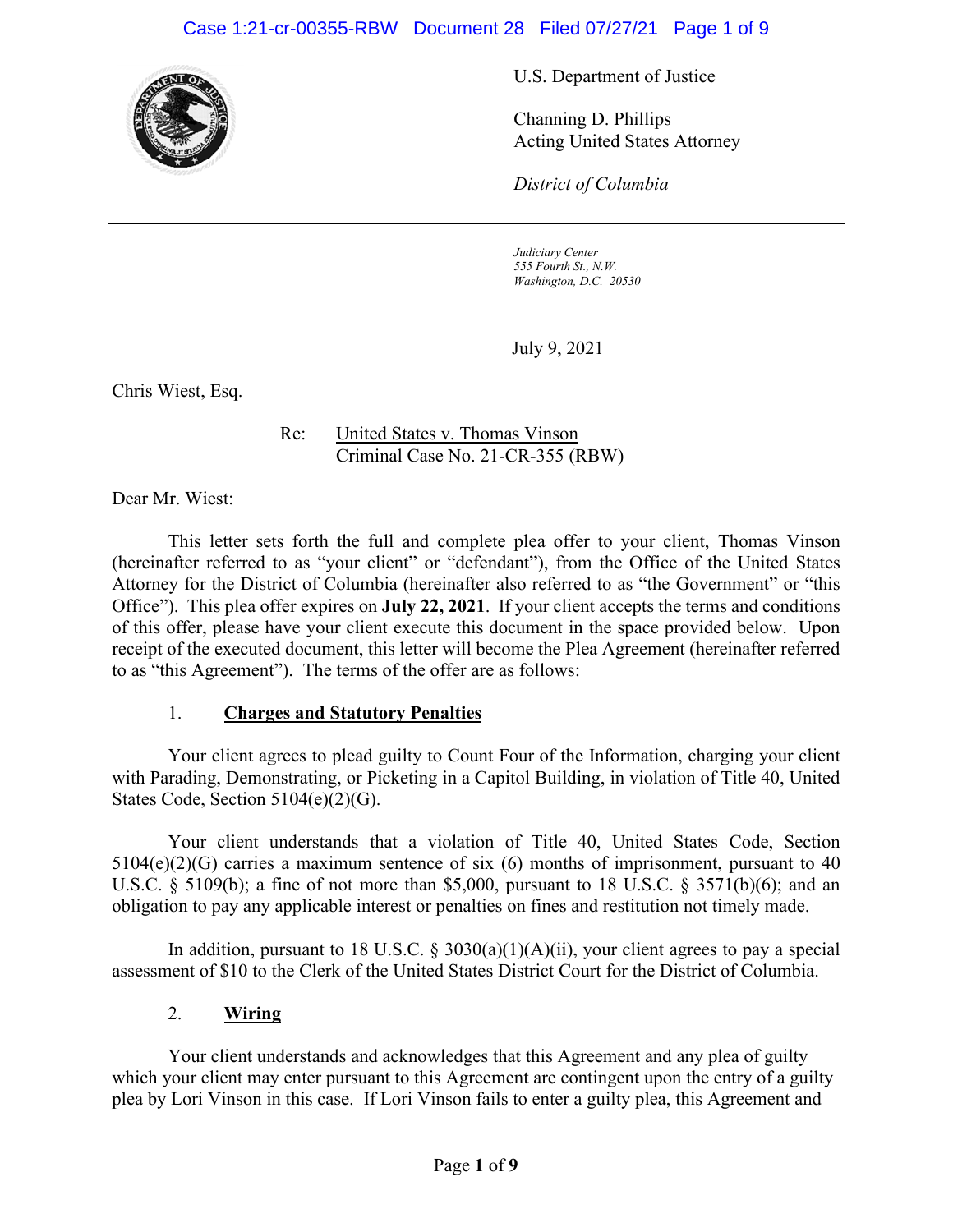U.S. Department of Justice

Channing D. Phillips
Acting United States Attorney

*District of Columbia*

---

*Judiciary Center*
*555 Fourth St., N.W.*
*Washington, D.C. 20530*

July 9, 2021

Chris Wiest, Esq.

Re: United States v. Thomas Vinson
Criminal Case No. 21-CR-355 (RBW)

Dear Mr. Wiest:

This letter sets forth the full and complete plea offer to your client, Thomas Vinson (hereinafter referred to as "your client" or "defendant"), from the Office of the United States Attorney for the District of Columbia (hereinafter also referred to as "the Government" or "this Office"). This plea offer expires on **July 22, 2021**. If your client accepts the terms and conditions of this offer, please have your client execute this document in the space provided below. Upon receipt of the executed document, this letter will become the Plea Agreement (hereinafter referred to as "this Agreement"). The terms of the offer are as follows:

1. **Charges and Statutory Penalties**

Your client agrees to plead guilty to Count Four of the Information, charging your client with Parading, Demonstrating, or Picketing in a Capitol Building, in violation of Title 40, United States Code, Section 5104(e)(2)(G).

Your client understands that a violation of Title 40, United States Code, Section 5104(e)(2)(G) carries a maximum sentence of six (6) months of imprisonment, pursuant to 40 U.S.C. § 5109(b); a fine of not more than $5,000, pursuant to 18 U.S.C. § 3571(b)(6); and an obligation to pay any applicable interest or penalties on fines and restitution not timely made.

In addition, pursuant to 18 U.S.C. § 3030(a)(1)(A)(ii), your client agrees to pay a special assessment of $10 to the Clerk of the United States District Court for the District of Columbia.

2. **Wiring**

Your client understands and acknowledges that this Agreement and any plea of guilty which your client may enter pursuant to this Agreement are contingent upon the entry of a guilty plea by Lori Vinson in this case. If Lori Vinson fails to enter a guilty plea, this Agreement and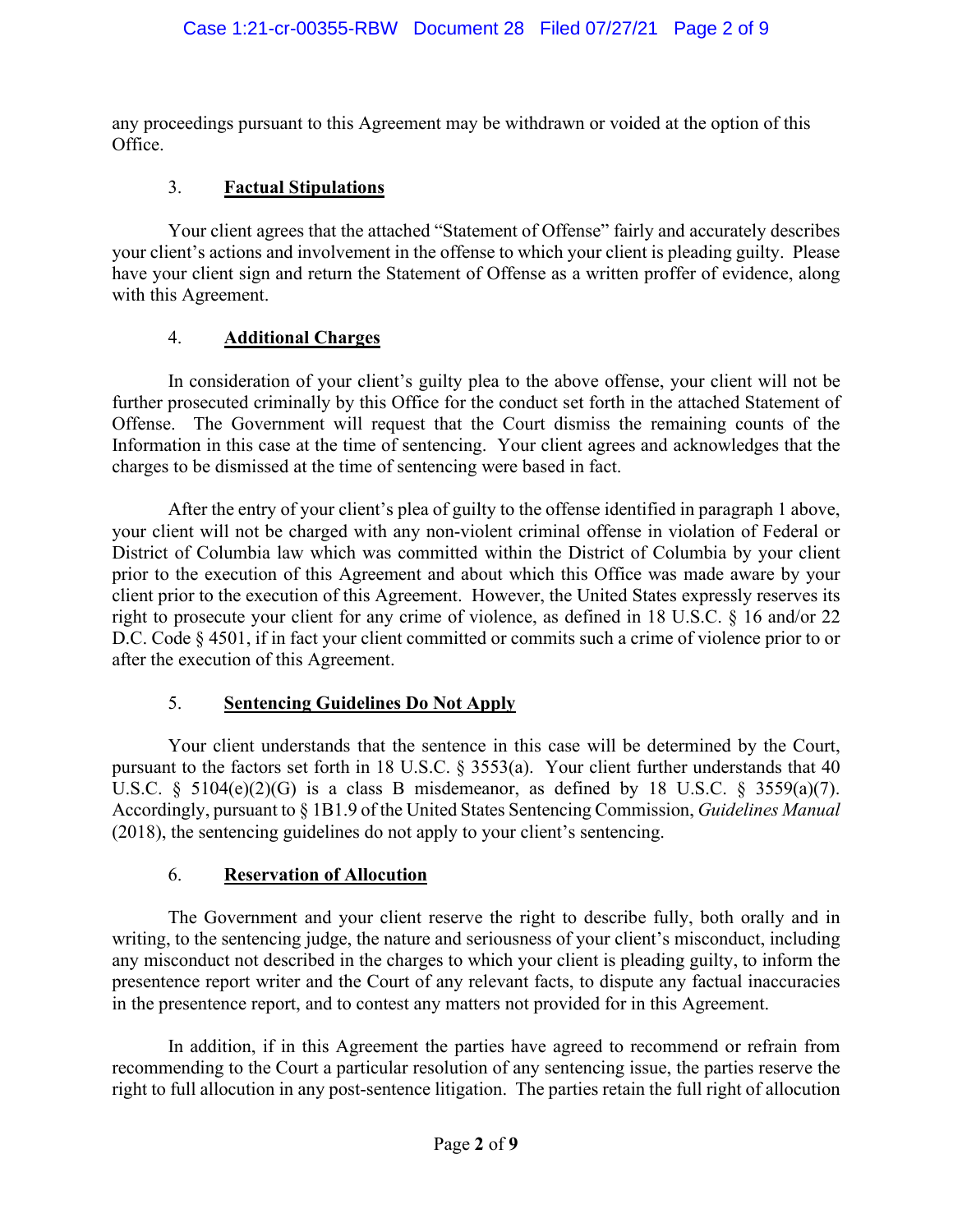any proceedings pursuant to this Agreement may be withdrawn or voided at the option of this Office.

### 3. **Factual Stipulations**

Your client agrees that the attached "Statement of Offense" fairly and accurately describes your client's actions and involvement in the offense to which your client is pleading guilty. Please have your client sign and return the Statement of Offense as a written proffer of evidence, along with this Agreement.

### 4. **Additional Charges**

In consideration of your client's guilty plea to the above offense, your client will not be further prosecuted criminally by this Office for the conduct set forth in the attached Statement of Offense. The Government will request that the Court dismiss the remaining counts of the Information in this case at the time of sentencing. Your client agrees and acknowledges that the charges to be dismissed at the time of sentencing were based in fact.

After the entry of your client's plea of guilty to the offense identified in paragraph 1 above, your client will not be charged with any non-violent criminal offense in violation of Federal or District of Columbia law which was committed within the District of Columbia by your client prior to the execution of this Agreement and about which this Office was made aware by your client prior to the execution of this Agreement. However, the United States expressly reserves its right to prosecute your client for any crime of violence, as defined in 18 U.S.C. § 16 and/or 22 D.C. Code § 4501, if in fact your client committed or commits such a crime of violence prior to or after the execution of this Agreement.

### 5. **Sentencing Guidelines Do Not Apply**

Your client understands that the sentence in this case will be determined by the Court, pursuant to the factors set forth in 18 U.S.C. § 3553(a). Your client further understands that 40 U.S.C. § 5104(e)(2)(G) is a class B misdemeanor, as defined by 18 U.S.C. § 3559(a)(7). Accordingly, pursuant to § 1B1.9 of the United States Sentencing Commission, *Guidelines Manual* (2018), the sentencing guidelines do not apply to your client's sentencing.

### 6. **Reservation of Allocution**

The Government and your client reserve the right to describe fully, both orally and in writing, to the sentencing judge, the nature and seriousness of your client's misconduct, including any misconduct not described in the charges to which your client is pleading guilty, to inform the presentence report writer and the Court of any relevant facts, to dispute any factual inaccuracies in the presentence report, and to contest any matters not provided for in this Agreement.

In addition, if in this Agreement the parties have agreed to recommend or refrain from recommending to the Court a particular resolution of any sentencing issue, the parties reserve the right to full allocution in any post-sentence litigation. The parties retain the full right of allocution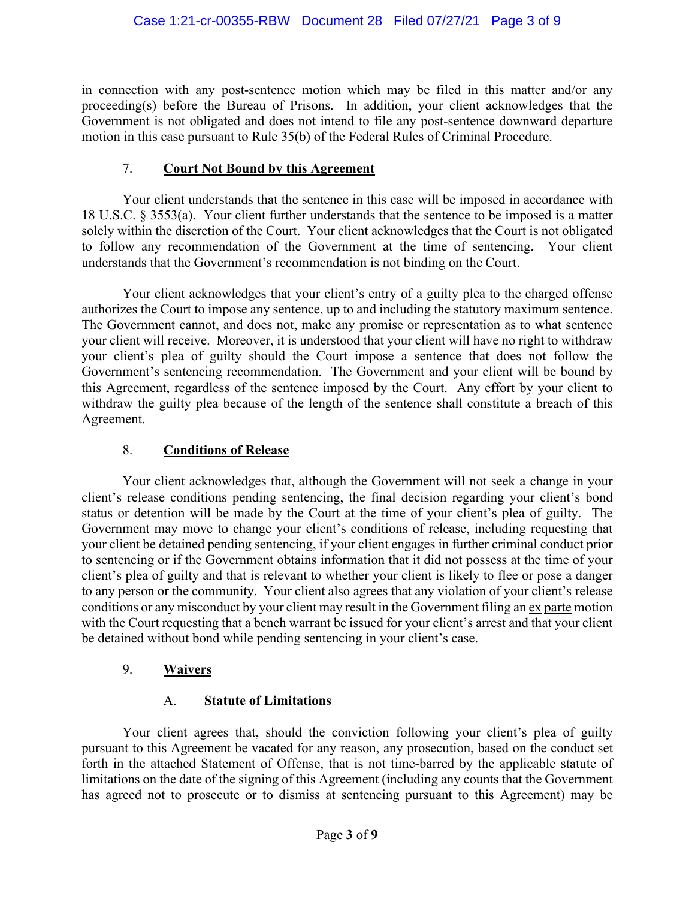in connection with any post-sentence motion which may be filed in this matter and/or any proceeding(s) before the Bureau of Prisons. In addition, your client acknowledges that the Government is not obligated and does not intend to file any post-sentence downward departure motion in this case pursuant to Rule 35(b) of the Federal Rules of Criminal Procedure.

## 7. **Court Not Bound by this Agreement**

Your client understands that the sentence in this case will be imposed in accordance with 18 U.S.C. § 3553(a). Your client further understands that the sentence to be imposed is a matter solely within the discretion of the Court. Your client acknowledges that the Court is not obligated to follow any recommendation of the Government at the time of sentencing. Your client understands that the Government's recommendation is not binding on the Court.

Your client acknowledges that your client's entry of a guilty plea to the charged offense authorizes the Court to impose any sentence, up to and including the statutory maximum sentence. The Government cannot, and does not, make any promise or representation as to what sentence your client will receive. Moreover, it is understood that your client will have no right to withdraw your client's plea of guilty should the Court impose a sentence that does not follow the Government's sentencing recommendation. The Government and your client will be bound by this Agreement, regardless of the sentence imposed by the Court. Any effort by your client to withdraw the guilty plea because of the length of the sentence shall constitute a breach of this Agreement.

## 8. **Conditions of Release**

Your client acknowledges that, although the Government will not seek a change in your client's release conditions pending sentencing, the final decision regarding your client's bond status or detention will be made by the Court at the time of your client's plea of guilty. The Government may move to change your client's conditions of release, including requesting that your client be detained pending sentencing, if your client engages in further criminal conduct prior to sentencing or if the Government obtains information that it did not possess at the time of your client's plea of guilty and that is relevant to whether your client is likely to flee or pose a danger to any person or the community. Your client also agrees that any violation of your client's release conditions or any misconduct by your client may result in the Government filing an ex parte motion with the Court requesting that a bench warrant be issued for your client's arrest and that your client be detained without bond while pending sentencing in your client's case.

## 9. **Waivers**

### A. **Statute of Limitations**

Your client agrees that, should the conviction following your client's plea of guilty pursuant to this Agreement be vacated for any reason, any prosecution, based on the conduct set forth in the attached Statement of Offense, that is not time-barred by the applicable statute of limitations on the date of the signing of this Agreement (including any counts that the Government has agreed not to prosecute or to dismiss at sentencing pursuant to this Agreement) may be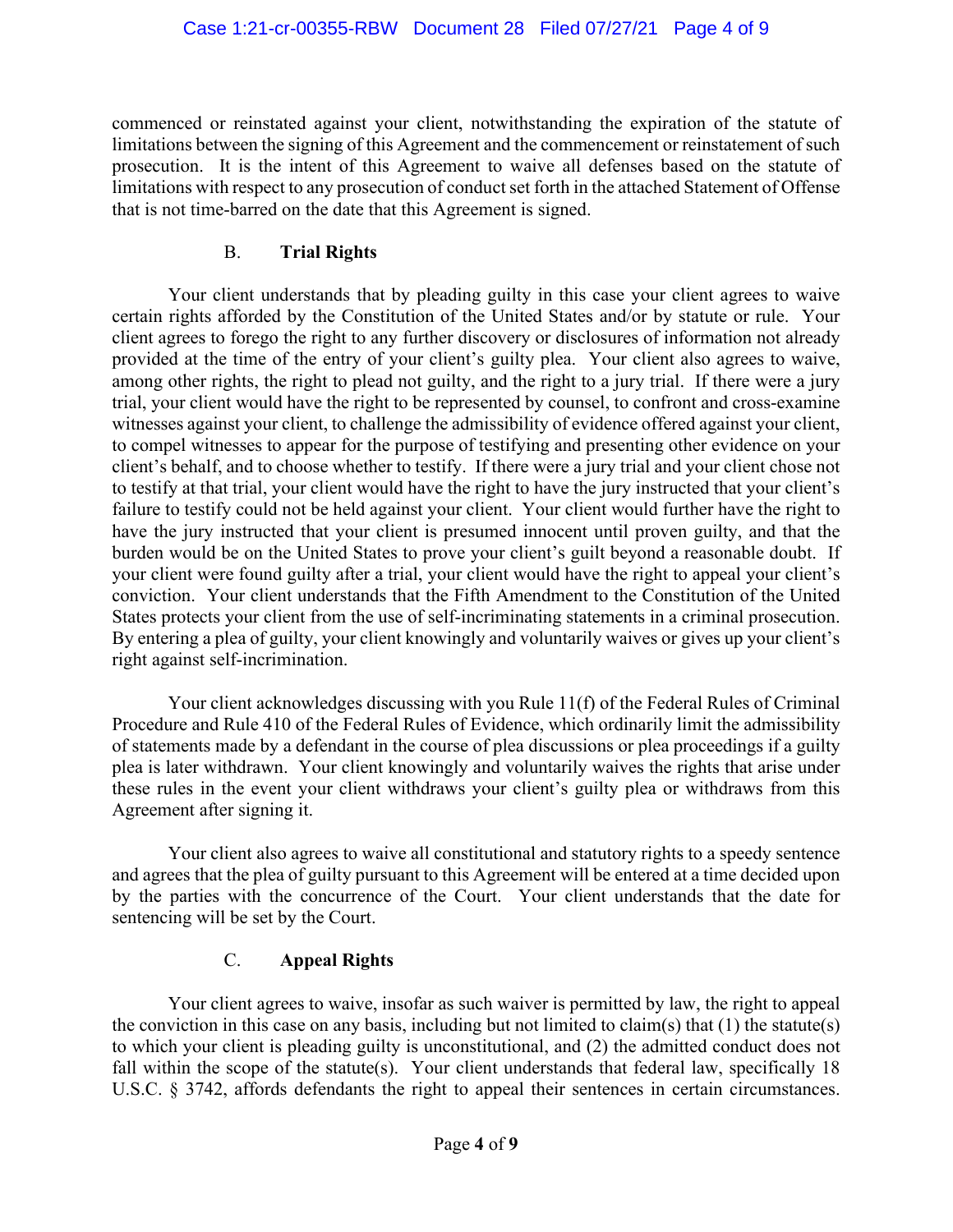commenced or reinstated against your client, notwithstanding the expiration of the statute of limitations between the signing of this Agreement and the commencement or reinstatement of such prosecution. It is the intent of this Agreement to waive all defenses based on the statute of limitations with respect to any prosecution of conduct set forth in the attached Statement of Offense that is not time-barred on the date that this Agreement is signed.

### B. **Trial Rights**

Your client understands that by pleading guilty in this case your client agrees to waive certain rights afforded by the Constitution of the United States and/or by statute or rule. Your client agrees to forego the right to any further discovery or disclosures of information not already provided at the time of the entry of your client's guilty plea. Your client also agrees to waive, among other rights, the right to plead not guilty, and the right to a jury trial. If there were a jury trial, your client would have the right to be represented by counsel, to confront and cross-examine witnesses against your client, to challenge the admissibility of evidence offered against your client, to compel witnesses to appear for the purpose of testifying and presenting other evidence on your client's behalf, and to choose whether to testify. If there were a jury trial and your client chose not to testify at that trial, your client would have the right to have the jury instructed that your client's failure to testify could not be held against your client. Your client would further have the right to have the jury instructed that your client is presumed innocent until proven guilty, and that the burden would be on the United States to prove your client's guilt beyond a reasonable doubt. If your client were found guilty after a trial, your client would have the right to appeal your client's conviction. Your client understands that the Fifth Amendment to the Constitution of the United States protects your client from the use of self-incriminating statements in a criminal prosecution. By entering a plea of guilty, your client knowingly and voluntarily waives or gives up your client's right against self-incrimination.

Your client acknowledges discussing with you Rule 11(f) of the Federal Rules of Criminal Procedure and Rule 410 of the Federal Rules of Evidence, which ordinarily limit the admissibility of statements made by a defendant in the course of plea discussions or plea proceedings if a guilty plea is later withdrawn. Your client knowingly and voluntarily waives the rights that arise under these rules in the event your client withdraws your client's guilty plea or withdraws from this Agreement after signing it.

Your client also agrees to waive all constitutional and statutory rights to a speedy sentence and agrees that the plea of guilty pursuant to this Agreement will be entered at a time decided upon by the parties with the concurrence of the Court. Your client understands that the date for sentencing will be set by the Court.

### C. **Appeal Rights**

Your client agrees to waive, insofar as such waiver is permitted by law, the right to appeal the conviction in this case on any basis, including but not limited to claim(s) that (1) the statute(s) to which your client is pleading guilty is unconstitutional, and (2) the admitted conduct does not fall within the scope of the statute(s). Your client understands that federal law, specifically 18 U.S.C. § 3742, affords defendants the right to appeal their sentences in certain circumstances.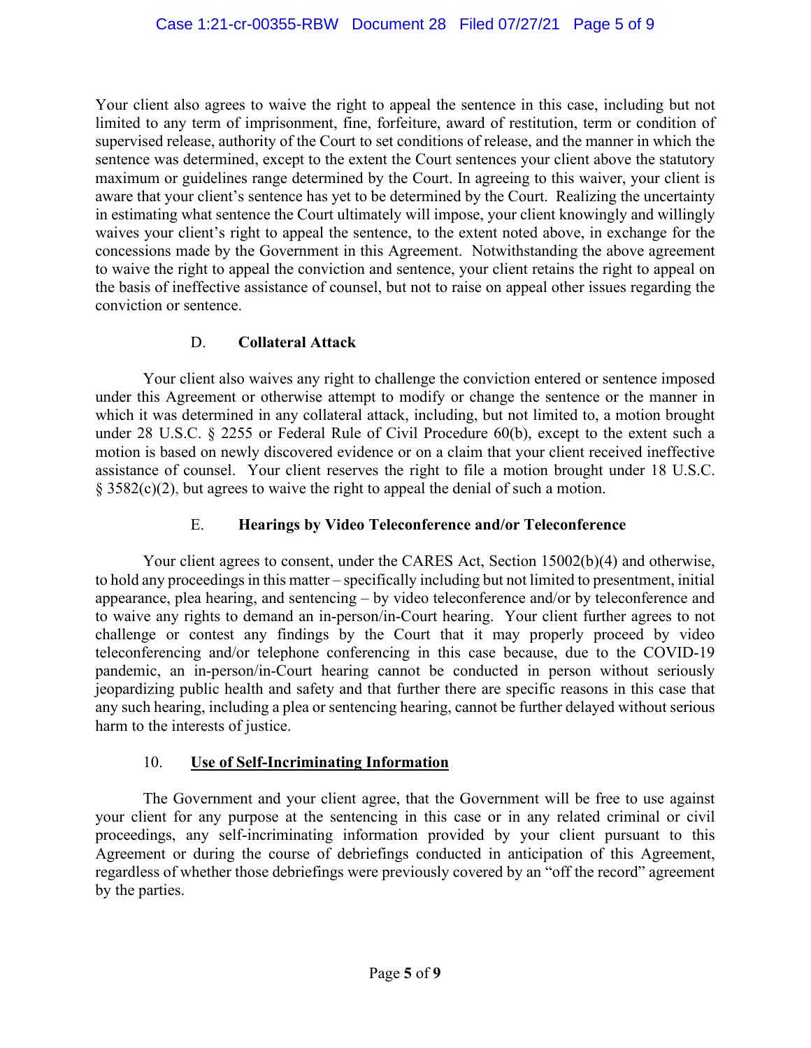Your client also agrees to waive the right to appeal the sentence in this case, including but not limited to any term of imprisonment, fine, forfeiture, award of restitution, term or condition of supervised release, authority of the Court to set conditions of release, and the manner in which the sentence was determined, except to the extent the Court sentences your client above the statutory maximum or guidelines range determined by the Court. In agreeing to this waiver, your client is aware that your client's sentence has yet to be determined by the Court. Realizing the uncertainty in estimating what sentence the Court ultimately will impose, your client knowingly and willingly waives your client's right to appeal the sentence, to the extent noted above, in exchange for the concessions made by the Government in this Agreement. Notwithstanding the above agreement to waive the right to appeal the conviction and sentence, your client retains the right to appeal on the basis of ineffective assistance of counsel, but not to raise on appeal other issues regarding the conviction or sentence.

### D. **Collateral Attack**

Your client also waives any right to challenge the conviction entered or sentence imposed under this Agreement or otherwise attempt to modify or change the sentence or the manner in which it was determined in any collateral attack, including, but not limited to, a motion brought under 28 U.S.C. § 2255 or Federal Rule of Civil Procedure 60(b), except to the extent such a motion is based on newly discovered evidence or on a claim that your client received ineffective assistance of counsel. Your client reserves the right to file a motion brought under 18 U.S.C. § 3582(c)(2), but agrees to waive the right to appeal the denial of such a motion.

### E. **Hearings by Video Teleconference and/or Teleconference**

Your client agrees to consent, under the CARES Act, Section 15002(b)(4) and otherwise, to hold any proceedings in this matter – specifically including but not limited to presentment, initial appearance, plea hearing, and sentencing – by video teleconference and/or by teleconference and to waive any rights to demand an in-person/in-Court hearing. Your client further agrees to not challenge or contest any findings by the Court that it may properly proceed by video teleconferencing and/or telephone conferencing in this case because, due to the COVID-19 pandemic, an in-person/in-Court hearing cannot be conducted in person without seriously jeopardizing public health and safety and that further there are specific reasons in this case that any such hearing, including a plea or sentencing hearing, cannot be further delayed without serious harm to the interests of justice.

## 10. **Use of Self-Incriminating Information**

The Government and your client agree, that the Government will be free to use against your client for any purpose at the sentencing in this case or in any related criminal or civil proceedings, any self-incriminating information provided by your client pursuant to this Agreement or during the course of debriefings conducted in anticipation of this Agreement, regardless of whether those debriefings were previously covered by an "off the record" agreement by the parties.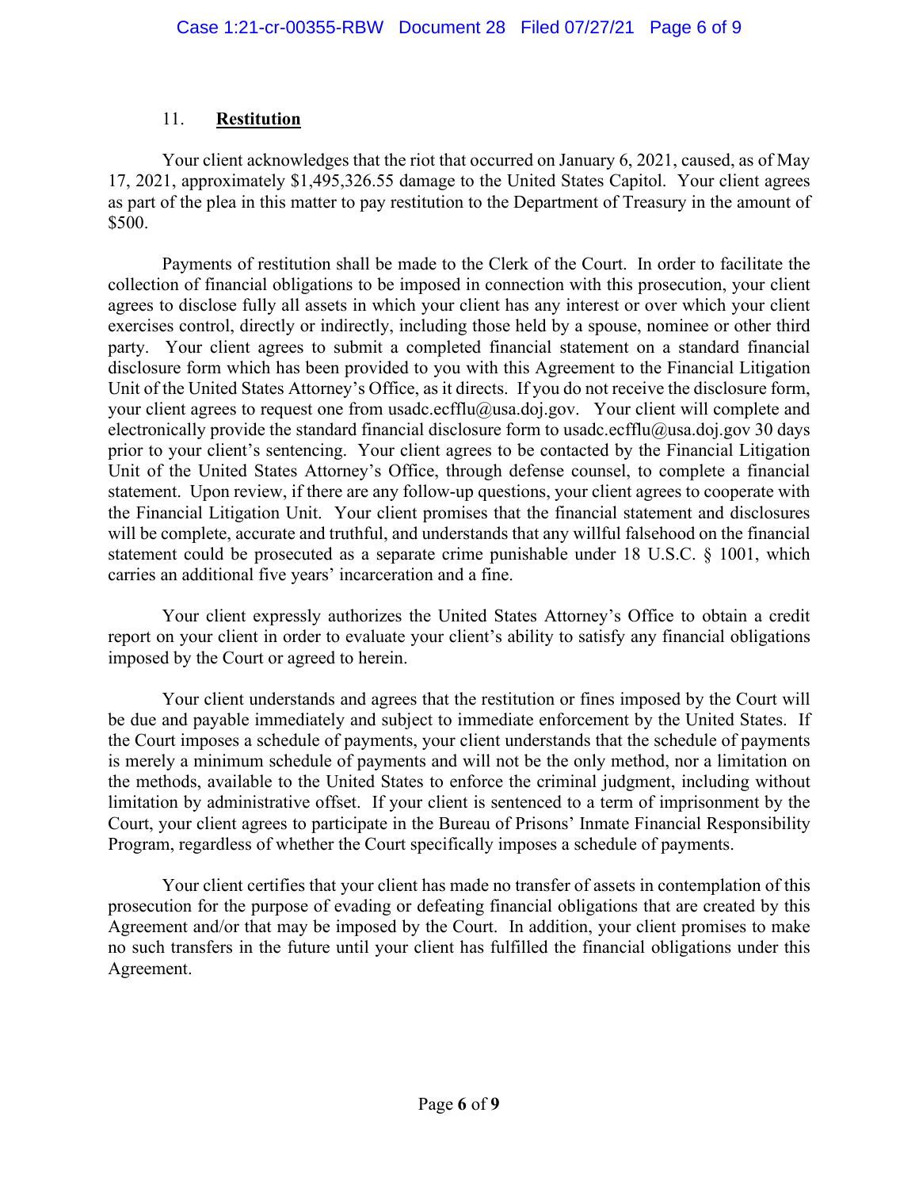11. **Restitution**

Your client acknowledges that the riot that occurred on January 6, 2021, caused, as of May 17, 2021, approximately $1,495,326.55 damage to the United States Capitol. Your client agrees as part of the plea in this matter to pay restitution to the Department of Treasury in the amount of $500.

Payments of restitution shall be made to the Clerk of the Court. In order to facilitate the collection of financial obligations to be imposed in connection with this prosecution, your client agrees to disclose fully all assets in which your client has any interest or over which your client exercises control, directly or indirectly, including those held by a spouse, nominee or other third party. Your client agrees to submit a completed financial statement on a standard financial disclosure form which has been provided to you with this Agreement to the Financial Litigation Unit of the United States Attorney's Office, as it directs. If you do not receive the disclosure form, your client agrees to request one from usadc.ecfflu@usa.doj.gov. Your client will complete and electronically provide the standard financial disclosure form to usadc.ecfflu@usa.doj.gov 30 days prior to your client's sentencing. Your client agrees to be contacted by the Financial Litigation Unit of the United States Attorney's Office, through defense counsel, to complete a financial statement. Upon review, if there are any follow-up questions, your client agrees to cooperate with the Financial Litigation Unit. Your client promises that the financial statement and disclosures will be complete, accurate and truthful, and understands that any willful falsehood on the financial statement could be prosecuted as a separate crime punishable under 18 U.S.C. § 1001, which carries an additional five years' incarceration and a fine.

Your client expressly authorizes the United States Attorney's Office to obtain a credit report on your client in order to evaluate your client's ability to satisfy any financial obligations imposed by the Court or agreed to herein.

Your client understands and agrees that the restitution or fines imposed by the Court will be due and payable immediately and subject to immediate enforcement by the United States. If the Court imposes a schedule of payments, your client understands that the schedule of payments is merely a minimum schedule of payments and will not be the only method, nor a limitation on the methods, available to the United States to enforce the criminal judgment, including without limitation by administrative offset. If your client is sentenced to a term of imprisonment by the Court, your client agrees to participate in the Bureau of Prisons' Inmate Financial Responsibility Program, regardless of whether the Court specifically imposes a schedule of payments.

Your client certifies that your client has made no transfer of assets in contemplation of this prosecution for the purpose of evading or defeating financial obligations that are created by this Agreement and/or that may be imposed by the Court. In addition, your client promises to make no such transfers in the future until your client has fulfilled the financial obligations under this Agreement.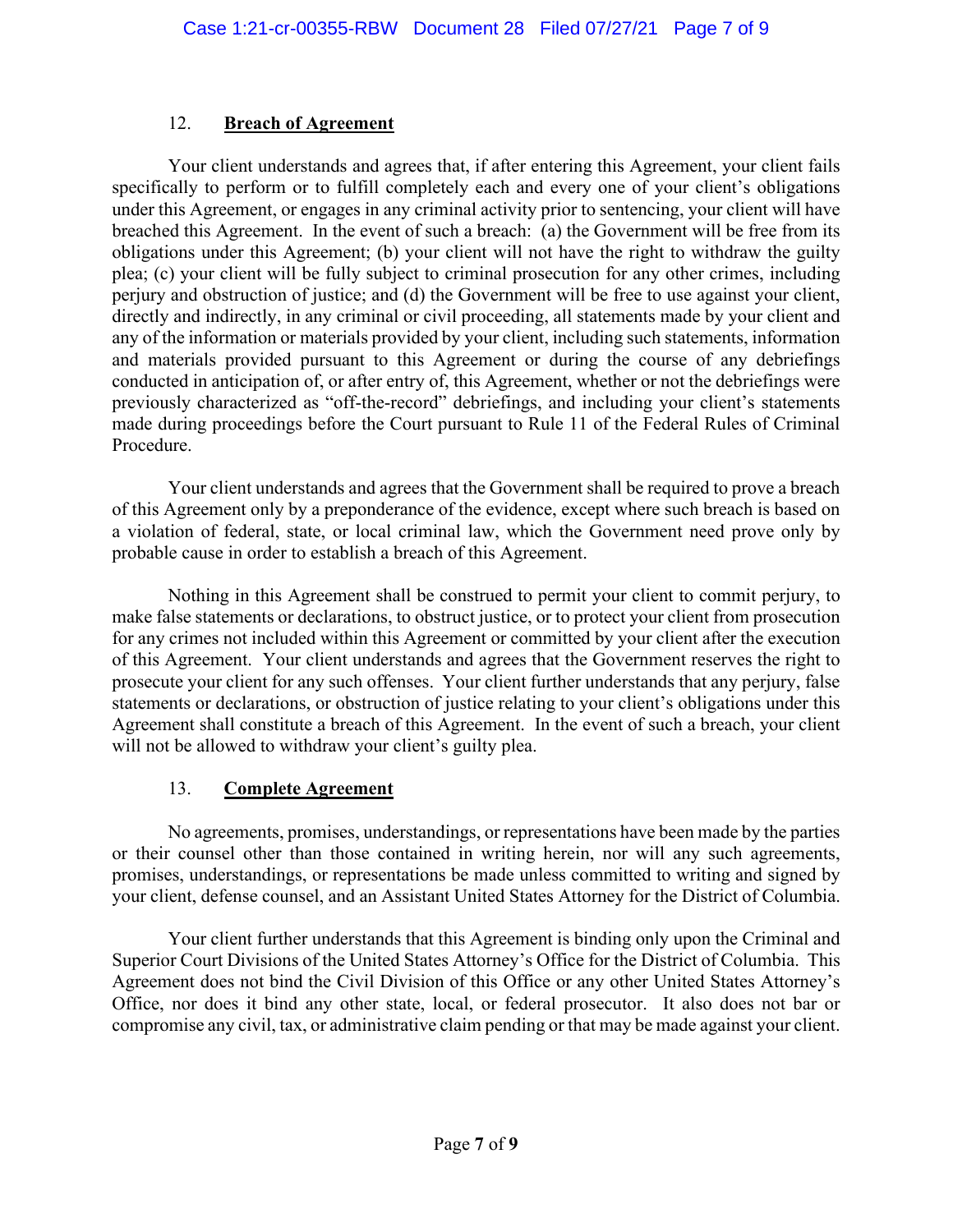12. **Breach of Agreement**

Your client understands and agrees that, if after entering this Agreement, your client fails specifically to perform or to fulfill completely each and every one of your client's obligations under this Agreement, or engages in any criminal activity prior to sentencing, your client will have breached this Agreement. In the event of such a breach: (a) the Government will be free from its obligations under this Agreement; (b) your client will not have the right to withdraw the guilty plea; (c) your client will be fully subject to criminal prosecution for any other crimes, including perjury and obstruction of justice; and (d) the Government will be free to use against your client, directly and indirectly, in any criminal or civil proceeding, all statements made by your client and any of the information or materials provided by your client, including such statements, information and materials provided pursuant to this Agreement or during the course of any debriefings conducted in anticipation of, or after entry of, this Agreement, whether or not the debriefings were previously characterized as "off-the-record" debriefings, and including your client's statements made during proceedings before the Court pursuant to Rule 11 of the Federal Rules of Criminal Procedure.

Your client understands and agrees that the Government shall be required to prove a breach of this Agreement only by a preponderance of the evidence, except where such breach is based on a violation of federal, state, or local criminal law, which the Government need prove only by probable cause in order to establish a breach of this Agreement.

Nothing in this Agreement shall be construed to permit your client to commit perjury, to make false statements or declarations, to obstruct justice, or to protect your client from prosecution for any crimes not included within this Agreement or committed by your client after the execution of this Agreement. Your client understands and agrees that the Government reserves the right to prosecute your client for any such offenses. Your client further understands that any perjury, false statements or declarations, or obstruction of justice relating to your client's obligations under this Agreement shall constitute a breach of this Agreement. In the event of such a breach, your client will not be allowed to withdraw your client's guilty plea.

13. **Complete Agreement**

No agreements, promises, understandings, or representations have been made by the parties or their counsel other than those contained in writing herein, nor will any such agreements, promises, understandings, or representations be made unless committed to writing and signed by your client, defense counsel, and an Assistant United States Attorney for the District of Columbia.

Your client further understands that this Agreement is binding only upon the Criminal and Superior Court Divisions of the United States Attorney's Office for the District of Columbia. This Agreement does not bind the Civil Division of this Office or any other United States Attorney's Office, nor does it bind any other state, local, or federal prosecutor. It also does not bar or compromise any civil, tax, or administrative claim pending or that may be made against your client.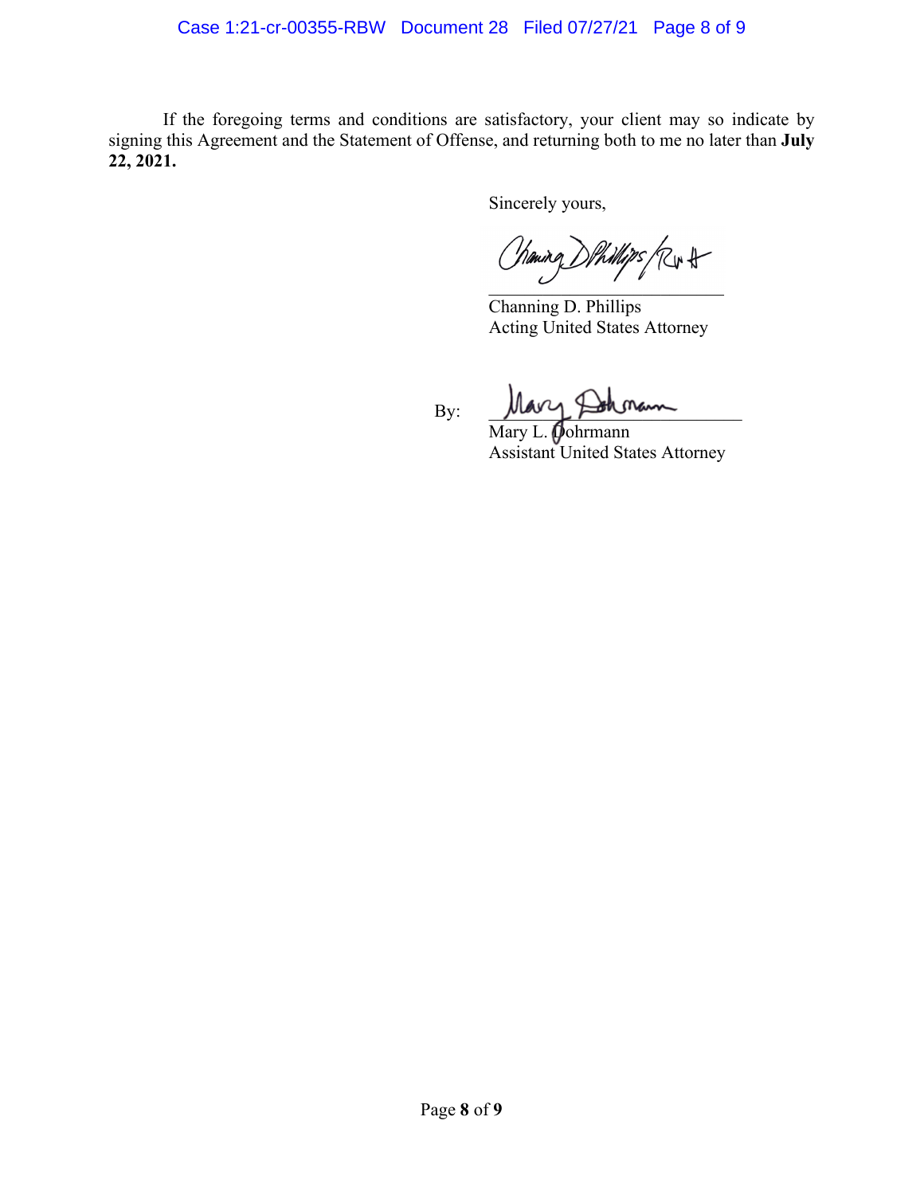If the foregoing terms and conditions are satisfactory, your client may so indicate by signing this Agreement and the Statement of Offense, and returning both to me no later than **July 22, 2021.**

Sincerely yours,

Channing D. Phillips
Acting United States Attorney

By:

Mary L. Dohrmann
Assistant United States Attorney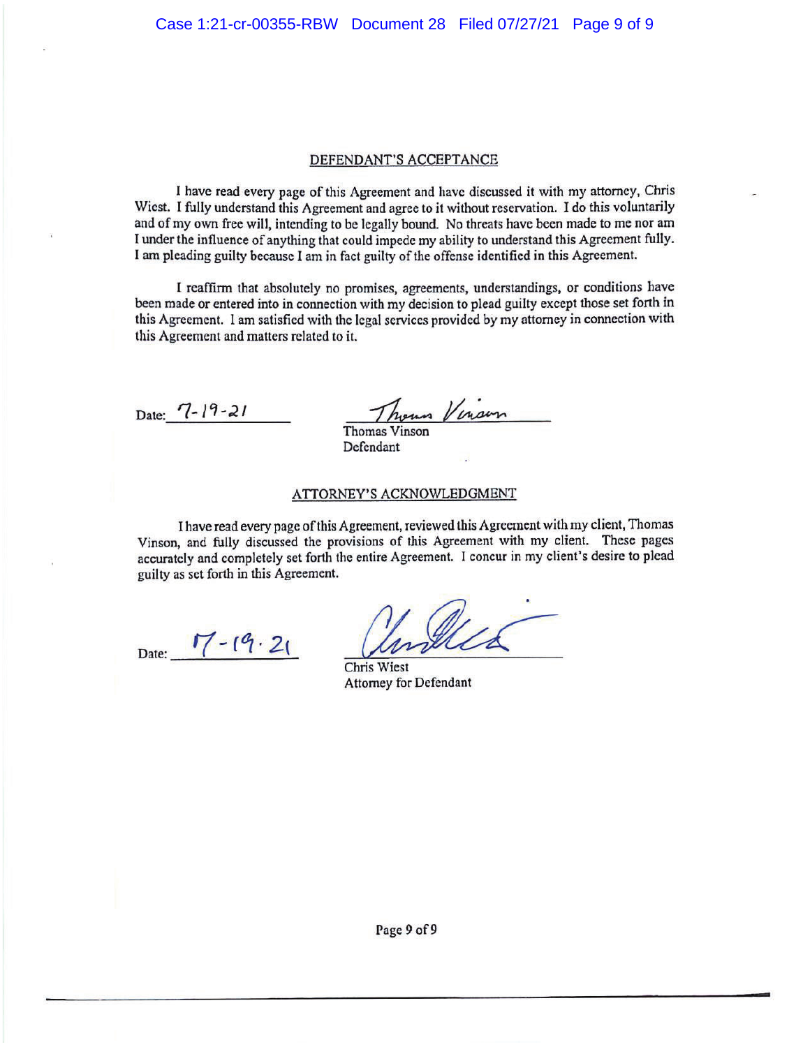## DEFENDANT'S ACCEPTANCE

I have read every page of this Agreement and have discussed it with my attorney, Chris Wiest. I fully understand this Agreement and agree to it without reservation. I do this voluntarily and of my own free will, intending to be legally bound. No threats have been made to me nor am I under the influence of anything that could impede my ability to understand this Agreement fully. I am pleading guilty because I am in fact guilty of the offense identified in this Agreement.

I reaffirm that absolutely no promises, agreements, understandings, or conditions have been made or entered into in connection with my decision to plead guilty except those set forth in this Agreement. I am satisfied with the legal services provided by my attorney in connection with this Agreement and matters related to it.

Date: 7-19-21

Thomas Vinson
Thomas Vinson
Defendant

## ATTORNEY'S ACKNOWLEDGMENT

I have read every page of this Agreement, reviewed this Agreement with my client, Thomas Vinson, and fully discussed the provisions of this Agreement with my client. These pages accurately and completely set forth the entire Agreement. I concur in my client's desire to plead guilty as set forth in this Agreement.

Date: 7-19-21

Chris Wiest
Attorney for Defendant